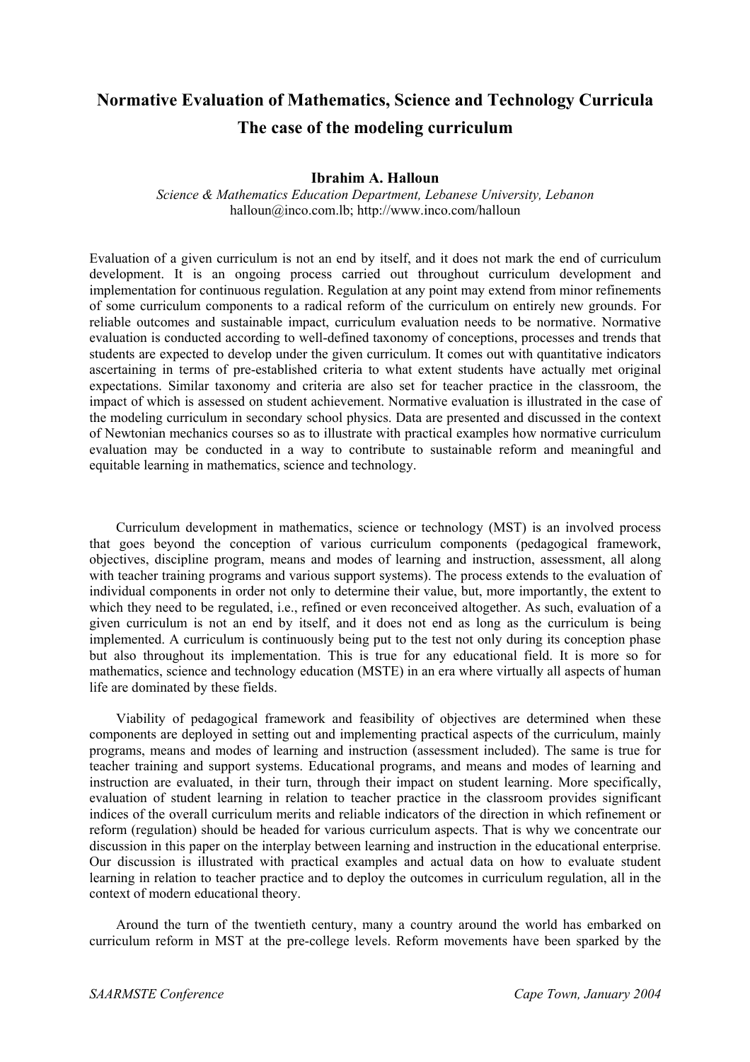# Normative Evaluation of Mathematics, Science and Technology Curricula
## The case of the modeling curriculum

**Ibrahim A. Halloun**

*Science & Mathematics Education Department, Lebanese University, Lebanon*
halloun@inco.com.lb; http://www.inco.com/halloun

Evaluation of a given curriculum is not an end by itself, and it does not mark the end of curriculum development. It is an ongoing process carried out throughout curriculum development and implementation for continuous regulation. Regulation at any point may extend from minor refinements of some curriculum components to a radical reform of the curriculum on entirely new grounds. For reliable outcomes and sustainable impact, curriculum evaluation needs to be normative. Normative evaluation is conducted according to well-defined taxonomy of conceptions, processes and trends that students are expected to develop under the given curriculum. It comes out with quantitative indicators ascertaining in terms of pre-established criteria to what extent students have actually met original expectations. Similar taxonomy and criteria are also set for teacher practice in the classroom, the impact of which is assessed on student achievement. Normative evaluation is illustrated in the case of the modeling curriculum in secondary school physics. Data are presented and discussed in the context of Newtonian mechanics courses so as to illustrate with practical examples how normative curriculum evaluation may be conducted in a way to contribute to sustainable reform and meaningful and equitable learning in mathematics, science and technology.

Curriculum development in mathematics, science or technology (MST) is an involved process that goes beyond the conception of various curriculum components (pedagogical framework, objectives, discipline program, means and modes of learning and instruction, assessment, all along with teacher training programs and various support systems). The process extends to the evaluation of individual components in order not only to determine their value, but, more importantly, the extent to which they need to be regulated, i.e., refined or even reconceived altogether. As such, evaluation of a given curriculum is not an end by itself, and it does not end as long as the curriculum is being implemented. A curriculum is continuously being put to the test not only during its conception phase but also throughout its implementation. This is true for any educational field. It is more so for mathematics, science and technology education (MSTE) in an era where virtually all aspects of human life are dominated by these fields.

Viability of pedagogical framework and feasibility of objectives are determined when these components are deployed in setting out and implementing practical aspects of the curriculum, mainly programs, means and modes of learning and instruction (assessment included). The same is true for teacher training and support systems. Educational programs, and means and modes of learning and instruction are evaluated, in their turn, through their impact on student learning. More specifically, evaluation of student learning in relation to teacher practice in the classroom provides significant indices of the overall curriculum merits and reliable indicators of the direction in which refinement or reform (regulation) should be headed for various curriculum aspects. That is why we concentrate our discussion in this paper on the interplay between learning and instruction in the educational enterprise. Our discussion is illustrated with practical examples and actual data on how to evaluate student learning in relation to teacher practice and to deploy the outcomes in curriculum regulation, all in the context of modern educational theory.

Around the turn of the twentieth century, many a country around the world has embarked on curriculum reform in MST at the pre-college levels. Reform movements have been sparked by the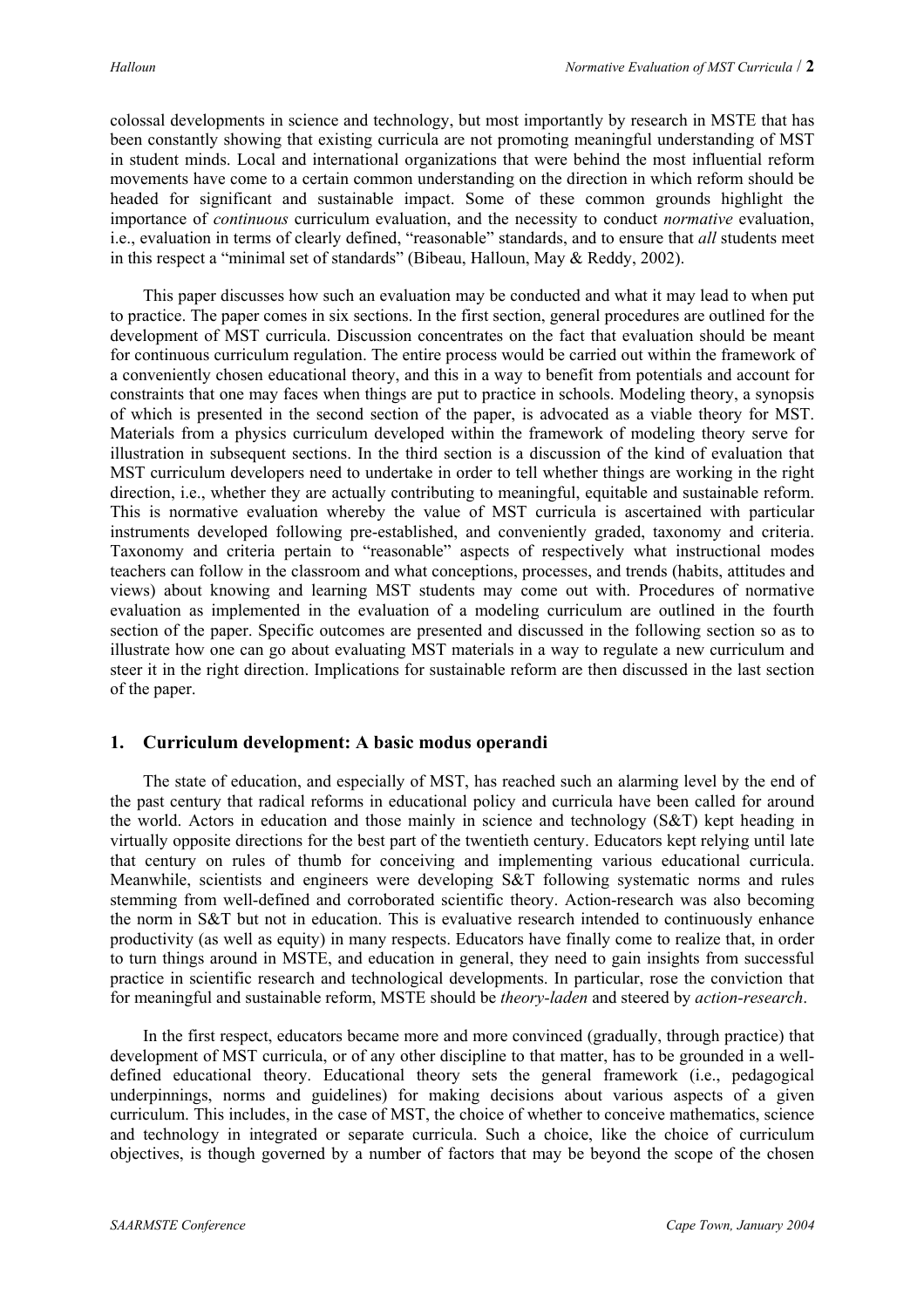colossal developments in science and technology, but most importantly by research in MSTE that has been constantly showing that existing curricula are not promoting meaningful understanding of MST in student minds. Local and international organizations that were behind the most influential reform movements have come to a certain common understanding on the direction in which reform should be headed for significant and sustainable impact. Some of these common grounds highlight the importance of *continuous* curriculum evaluation, and the necessity to conduct *normative* evaluation, i.e., evaluation in terms of clearly defined, "reasonable" standards, and to ensure that *all* students meet in this respect a "minimal set of standards" (Bibeau, Halloun, May & Reddy, 2002).

This paper discusses how such an evaluation may be conducted and what it may lead to when put to practice. The paper comes in six sections. In the first section, general procedures are outlined for the development of MST curricula. Discussion concentrates on the fact that evaluation should be meant for continuous curriculum regulation. The entire process would be carried out within the framework of a conveniently chosen educational theory, and this in a way to benefit from potentials and account for constraints that one may faces when things are put to practice in schools. Modeling theory, a synopsis of which is presented in the second section of the paper, is advocated as a viable theory for MST. Materials from a physics curriculum developed within the framework of modeling theory serve for illustration in subsequent sections. In the third section is a discussion of the kind of evaluation that MST curriculum developers need to undertake in order to tell whether things are working in the right direction, i.e., whether they are actually contributing to meaningful, equitable and sustainable reform. This is normative evaluation whereby the value of MST curricula is ascertained with particular instruments developed following pre-established, and conveniently graded, taxonomy and criteria. Taxonomy and criteria pertain to "reasonable" aspects of respectively what instructional modes teachers can follow in the classroom and what conceptions, processes, and trends (habits, attitudes and views) about knowing and learning MST students may come out with. Procedures of normative evaluation as implemented in the evaluation of a modeling curriculum are outlined in the fourth section of the paper. Specific outcomes are presented and discussed in the following section so as to illustrate how one can go about evaluating MST materials in a way to regulate a new curriculum and steer it in the right direction. Implications for sustainable reform are then discussed in the last section of the paper.

## 1. Curriculum development: A basic modus operandi

The state of education, and especially of MST, has reached such an alarming level by the end of the past century that radical reforms in educational policy and curricula have been called for around the world. Actors in education and those mainly in science and technology (S&T) kept heading in virtually opposite directions for the best part of the twentieth century. Educators kept relying until late that century on rules of thumb for conceiving and implementing various educational curricula. Meanwhile, scientists and engineers were developing S&T following systematic norms and rules stemming from well-defined and corroborated scientific theory. Action-research was also becoming the norm in S&T but not in education. This is evaluative research intended to continuously enhance productivity (as well as equity) in many respects. Educators have finally come to realize that, in order to turn things around in MSTE, and education in general, they need to gain insights from successful practice in scientific research and technological developments. In particular, rose the conviction that for meaningful and sustainable reform, MSTE should be *theory-laden* and steered by *action-research*.

In the first respect, educators became more and more convinced (gradually, through practice) that development of MST curricula, or of any other discipline to that matter, has to be grounded in a well-defined educational theory. Educational theory sets the general framework (i.e., pedagogical underpinnings, norms and guidelines) for making decisions about various aspects of a given curriculum. This includes, in the case of MST, the choice of whether to conceive mathematics, science and technology in integrated or separate curricula. Such a choice, like the choice of curriculum objectives, is though governed by a number of factors that may be beyond the scope of the chosen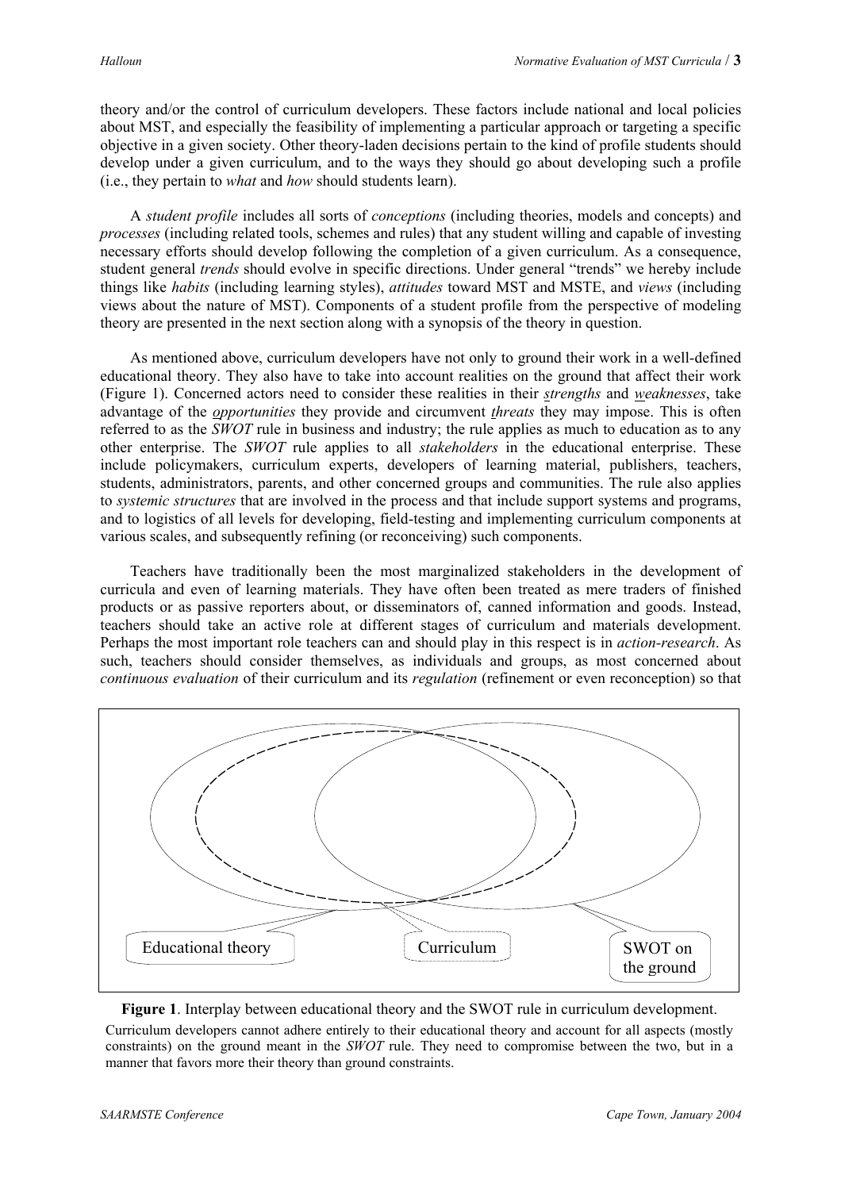theory and/or the control of curriculum developers. These factors include national and local policies about MST, and especially the feasibility of implementing a particular approach or targeting a specific objective in a given society. Other theory-laden decisions pertain to the kind of profile students should develop under a given curriculum, and to the ways they should go about developing such a profile (i.e., they pertain to *what* and *how* should students learn).

A *student profile* includes all sorts of *conceptions* (including theories, models and concepts) and *processes* (including related tools, schemes and rules) that any student willing and capable of investing necessary efforts should develop following the completion of a given curriculum. As a consequence, student general *trends* should evolve in specific directions. Under general "trends" we hereby include things like *habits* (including learning styles), *attitudes* toward MST and MSTE, and *views* (including views about the nature of MST). Components of a student profile from the perspective of modeling theory are presented in the next section along with a synopsis of the theory in question.

As mentioned above, curriculum developers have not only to ground their work in a well-defined educational theory. They also have to take into account realities on the ground that affect their work (Figure 1). Concerned actors need to consider these realities in their ***s**trengths* and ***w**eaknesses*, take advantage of the ***o**pportunities* they provide and circumvent ***t**hreats* they may impose. This is often referred to as the *SWOT* rule in business and industry; the rule applies as much to education as to any other enterprise. The *SWOT* rule applies to all *stakeholders* in the educational enterprise. These include policymakers, curriculum experts, developers of learning material, publishers, teachers, students, administrators, parents, and other concerned groups and communities. The rule also applies to *systemic structures* that are involved in the process and that include support systems and programs, and to logistics of all levels for developing, field-testing and implementing curriculum components at various scales, and subsequently refining (or reconceiving) such components.

Teachers have traditionally been the most marginalized stakeholders in the development of curricula and even of learning materials. They have often been treated as mere traders of finished products or as passive reporters about, or disseminators of, canned information and goods. Instead, teachers should take an active role at different stages of curriculum and materials development. Perhaps the most important role teachers can and should play in this respect is in *action-research*. As such, teachers should consider themselves, as individuals and groups, as most concerned about *continuous evaluation* of their curriculum and its *regulation* (refinement or even reconception) so that

Educational theory | Curriculum | SWOT on the ground

**Figure 1**. Interplay between educational theory and the SWOT rule in curriculum development.

Curriculum developers cannot adhere entirely to their educational theory and account for all aspects (mostly constraints) on the ground meant in the *SWOT* rule. They need to compromise between the two, but in a manner that favors more their theory than ground constraints.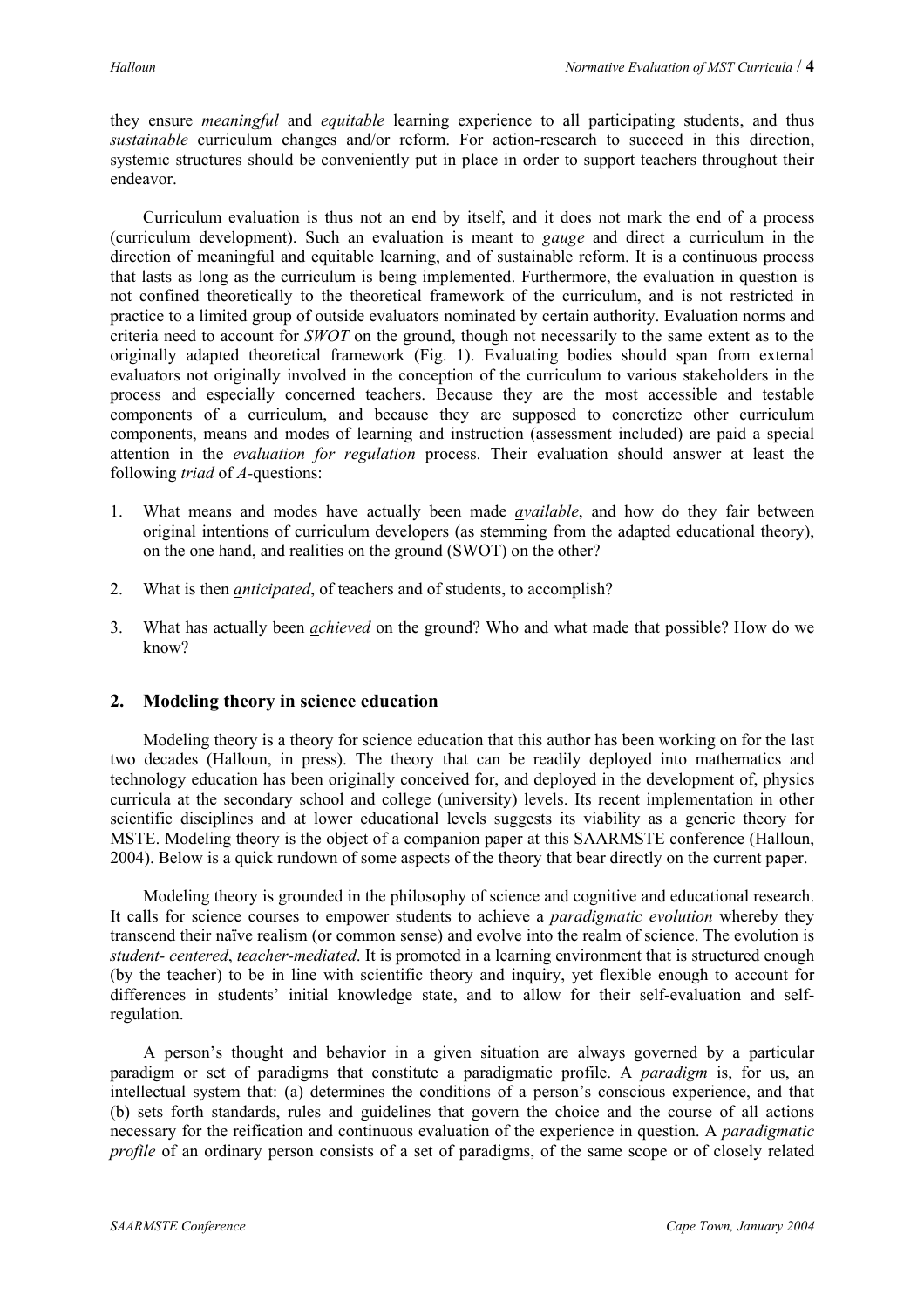they ensure *meaningful* and *equitable* learning experience to all participating students, and thus *sustainable* curriculum changes and/or reform. For action-research to succeed in this direction, systemic structures should be conveniently put in place in order to support teachers throughout their endeavor.

Curriculum evaluation is thus not an end by itself, and it does not mark the end of a process (curriculum development). Such an evaluation is meant to *gauge* and direct a curriculum in the direction of meaningful and equitable learning, and of sustainable reform. It is a continuous process that lasts as long as the curriculum is being implemented. Furthermore, the evaluation in question is not confined theoretically to the theoretical framework of the curriculum, and is not restricted in practice to a limited group of outside evaluators nominated by certain authority. Evaluation norms and criteria need to account for *SWOT* on the ground, though not necessarily to the same extent as to the originally adapted theoretical framework (Fig. 1). Evaluating bodies should span from external evaluators not originally involved in the conception of the curriculum to various stakeholders in the process and especially concerned teachers. Because they are the most accessible and testable components of a curriculum, and because they are supposed to concretize other curriculum components, means and modes of learning and instruction (assessment included) are paid a special attention in the *evaluation for regulation* process. Their evaluation should answer at least the following *triad* of *A*-questions:

1. What means and modes have actually been made ***a**vailable*, and how do they fair between original intentions of curriculum developers (as stemming from the adapted educational theory), on the one hand, and realities on the ground (SWOT) on the other?

2. What is then ***a**nticipated*, of teachers and of students, to accomplish?

3. What has actually been ***a**chieved* on the ground? Who and what made that possible? How do we know?

## 2. Modeling theory in science education

Modeling theory is a theory for science education that this author has been working on for the last two decades (Halloun, in press). The theory that can be readily deployed into mathematics and technology education has been originally conceived for, and deployed in the development of, physics curricula at the secondary school and college (university) levels. Its recent implementation in other scientific disciplines and at lower educational levels suggests its viability as a generic theory for MSTE. Modeling theory is the object of a companion paper at this SAARMSTE conference (Halloun, 2004). Below is a quick rundown of some aspects of the theory that bear directly on the current paper.

Modeling theory is grounded in the philosophy of science and cognitive and educational research. It calls for science courses to empower students to achieve a *paradigmatic evolution* whereby they transcend their naïve realism (or common sense) and evolve into the realm of science. The evolution is *student- centered*, *teacher-mediated*. It is promoted in a learning environment that is structured enough (by the teacher) to be in line with scientific theory and inquiry, yet flexible enough to account for differences in students' initial knowledge state, and to allow for their self-evaluation and self-regulation.

A person's thought and behavior in a given situation are always governed by a particular paradigm or set of paradigms that constitute a paradigmatic profile. A *paradigm* is, for us, an intellectual system that: (a) determines the conditions of a person's conscious experience, and that (b) sets forth standards, rules and guidelines that govern the choice and the course of all actions necessary for the reification and continuous evaluation of the experience in question. A *paradigmatic profile* of an ordinary person consists of a set of paradigms, of the same scope or of closely related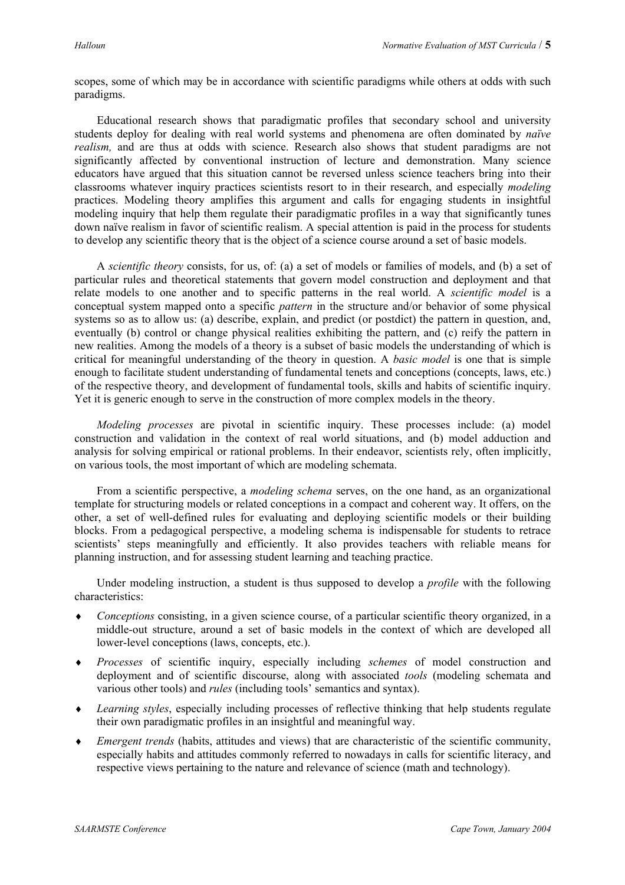scopes, some of which may be in accordance with scientific paradigms while others at odds with such paradigms.

Educational research shows that paradigmatic profiles that secondary school and university students deploy for dealing with real world systems and phenomena are often dominated by *naïve realism,* and are thus at odds with science. Research also shows that student paradigms are not significantly affected by conventional instruction of lecture and demonstration. Many science educators have argued that this situation cannot be reversed unless science teachers bring into their classrooms whatever inquiry practices scientists resort to in their research, and especially *modeling* practices. Modeling theory amplifies this argument and calls for engaging students in insightful modeling inquiry that help them regulate their paradigmatic profiles in a way that significantly tunes down naïve realism in favor of scientific realism. A special attention is paid in the process for students to develop any scientific theory that is the object of a science course around a set of basic models.

A *scientific theory* consists, for us, of: (a) a set of models or families of models, and (b) a set of particular rules and theoretical statements that govern model construction and deployment and that relate models to one another and to specific patterns in the real world. A *scientific model* is a conceptual system mapped onto a specific *pattern* in the structure and/or behavior of some physical systems so as to allow us: (a) describe, explain, and predict (or postdict) the pattern in question, and, eventually (b) control or change physical realities exhibiting the pattern, and (c) reify the pattern in new realities. Among the models of a theory is a subset of basic models the understanding of which is critical for meaningful understanding of the theory in question. A *basic model* is one that is simple enough to facilitate student understanding of fundamental tenets and conceptions (concepts, laws, etc.) of the respective theory, and development of fundamental tools, skills and habits of scientific inquiry. Yet it is generic enough to serve in the construction of more complex models in the theory.

*Modeling processes* are pivotal in scientific inquiry. These processes include: (a) model construction and validation in the context of real world situations, and (b) model adduction and analysis for solving empirical or rational problems. In their endeavor, scientists rely, often implicitly, on various tools, the most important of which are modeling schemata.

From a scientific perspective, a *modeling schema* serves, on the one hand, as an organizational template for structuring models or related conceptions in a compact and coherent way. It offers, on the other, a set of well-defined rules for evaluating and deploying scientific models or their building blocks. From a pedagogical perspective, a modeling schema is indispensable for students to retrace scientists' steps meaningfully and efficiently. It also provides teachers with reliable means for planning instruction, and for assessing student learning and teaching practice.

Under modeling instruction, a student is thus supposed to develop a *profile* with the following characteristics:

- *Conceptions* consisting, in a given science course, of a particular scientific theory organized, in a middle-out structure, around a set of basic models in the context of which are developed all lower-level conceptions (laws, concepts, etc.).
- *Processes* of scientific inquiry, especially including *schemes* of model construction and deployment and of scientific discourse, along with associated *tools* (modeling schemata and various other tools) and *rules* (including tools' semantics and syntax).
- *Learning styles*, especially including processes of reflective thinking that help students regulate their own paradigmatic profiles in an insightful and meaningful way.
- *Emergent trends* (habits, attitudes and views) that are characteristic of the scientific community, especially habits and attitudes commonly referred to nowadays in calls for scientific literacy, and respective views pertaining to the nature and relevance of science (math and technology).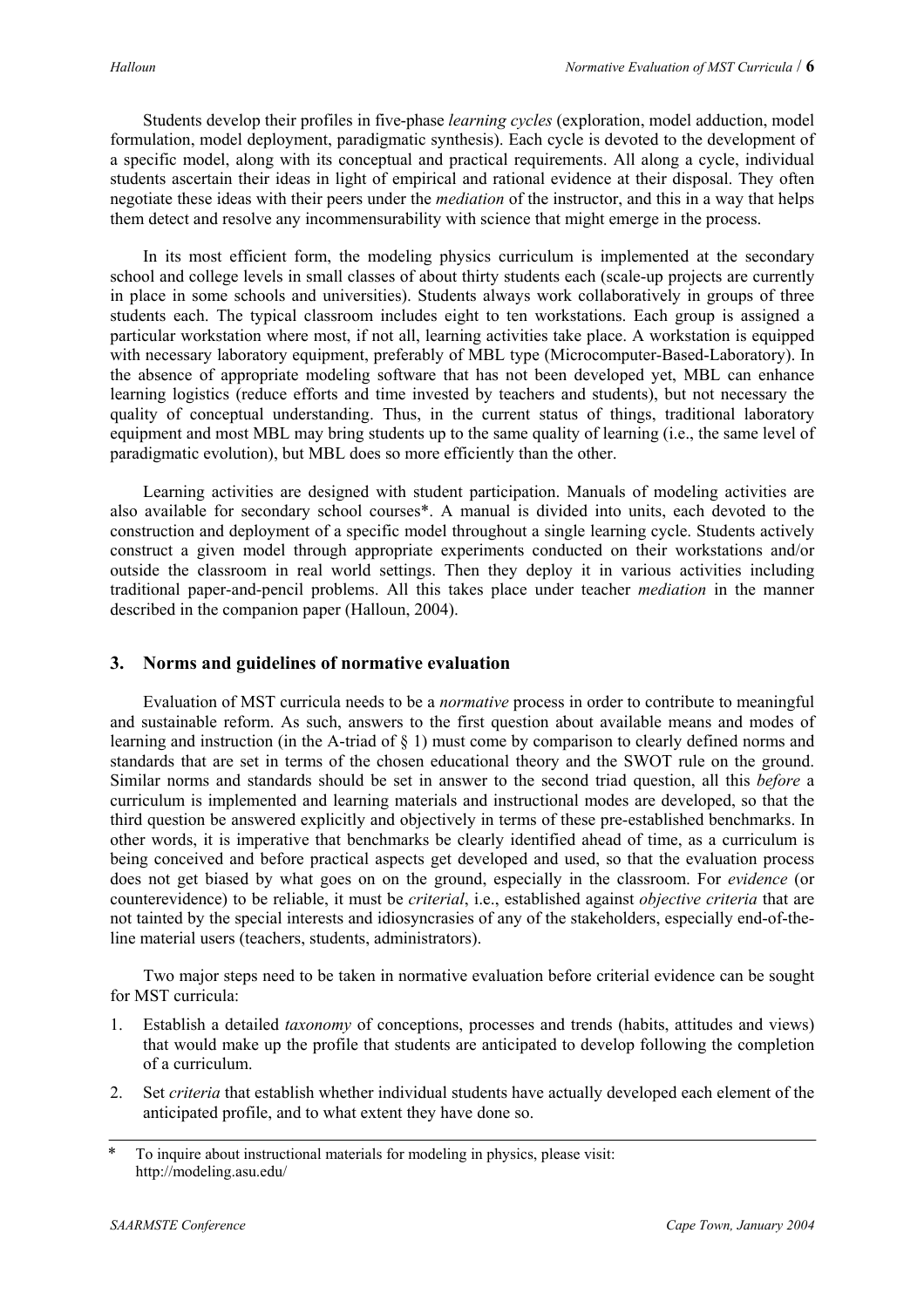Students develop their profiles in five-phase *learning cycles* (exploration, model adduction, model formulation, model deployment, paradigmatic synthesis). Each cycle is devoted to the development of a specific model, along with its conceptual and practical requirements. All along a cycle, individual students ascertain their ideas in light of empirical and rational evidence at their disposal. They often negotiate these ideas with their peers under the *mediation* of the instructor, and this in a way that helps them detect and resolve any incommensurability with science that might emerge in the process.

In its most efficient form, the modeling physics curriculum is implemented at the secondary school and college levels in small classes of about thirty students each (scale-up projects are currently in place in some schools and universities). Students always work collaboratively in groups of three students each. The typical classroom includes eight to ten workstations. Each group is assigned a particular workstation where most, if not all, learning activities take place. A workstation is equipped with necessary laboratory equipment, preferably of MBL type (Microcomputer-Based-Laboratory). In the absence of appropriate modeling software that has not been developed yet, MBL can enhance learning logistics (reduce efforts and time invested by teachers and students), but not necessary the quality of conceptual understanding. Thus, in the current status of things, traditional laboratory equipment and most MBL may bring students up to the same quality of learning (i.e., the same level of paradigmatic evolution), but MBL does so more efficiently than the other.

Learning activities are designed with student participation. Manuals of modeling activities are also available for secondary school courses*. A manual is divided into units, each devoted to the construction and deployment of a specific model throughout a single learning cycle. Students actively construct a given model through appropriate experiments conducted on their workstations and/or outside the classroom in real world settings. Then they deploy it in various activities including traditional paper-and-pencil problems. All this takes place under teacher *mediation* in the manner described in the companion paper (Halloun, 2004).

## 3. Norms and guidelines of normative evaluation

Evaluation of MST curricula needs to be a *normative* process in order to contribute to meaningful and sustainable reform. As such, answers to the first question about available means and modes of learning and instruction (in the A-triad of § 1) must come by comparison to clearly defined norms and standards that are set in terms of the chosen educational theory and the SWOT rule on the ground. Similar norms and standards should be set in answer to the second triad question, all this *before* a curriculum is implemented and learning materials and instructional modes are developed, so that the third question be answered explicitly and objectively in terms of these pre-established benchmarks. In other words, it is imperative that benchmarks be clearly identified ahead of time, as a curriculum is being conceived and before practical aspects get developed and used, so that the evaluation process does not get biased by what goes on on the ground, especially in the classroom. For *evidence* (or counterevidence) to be reliable, it must be *criterial*, i.e., established against *objective criteria* that are not tainted by the special interests and idiosyncrasies of any of the stakeholders, especially end-of-the-line material users (teachers, students, administrators).

Two major steps need to be taken in normative evaluation before criterial evidence can be sought for MST curricula:

1. Establish a detailed *taxonomy* of conceptions, processes and trends (habits, attitudes and views) that would make up the profile that students are anticipated to develop following the completion of a curriculum.
2. Set *criteria* that establish whether individual students have actually developed each element of the anticipated profile, and to what extent they have done so.

---

\* To inquire about instructional materials for modeling in physics, please visit: http://modeling.asu.edu/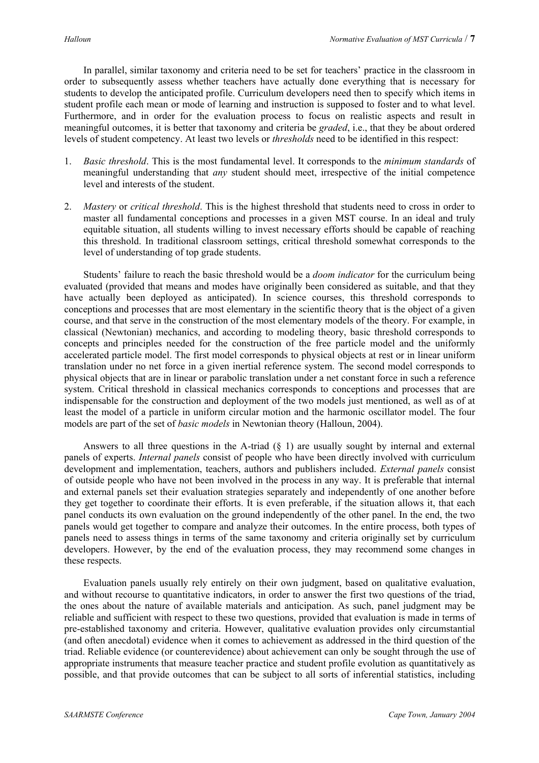In parallel, similar taxonomy and criteria need to be set for teachers' practice in the classroom in order to subsequently assess whether teachers have actually done everything that is necessary for students to develop the anticipated profile. Curriculum developers need then to specify which items in student profile each mean or mode of learning and instruction is supposed to foster and to what level. Furthermore, and in order for the evaluation process to focus on realistic aspects and result in meaningful outcomes, it is better that taxonomy and criteria be *graded*, i.e., that they be about ordered levels of student competency. At least two levels or *thresholds* need to be identified in this respect:

1. *Basic threshold*. This is the most fundamental level. It corresponds to the *minimum standards* of meaningful understanding that *any* student should meet, irrespective of the initial competence level and interests of the student.

2. *Mastery* or *critical threshold*. This is the highest threshold that students need to cross in order to master all fundamental conceptions and processes in a given MST course. In an ideal and truly equitable situation, all students willing to invest necessary efforts should be capable of reaching this threshold. In traditional classroom settings, critical threshold somewhat corresponds to the level of understanding of top grade students.

Students' failure to reach the basic threshold would be a *doom indicator* for the curriculum being evaluated (provided that means and modes have originally been considered as suitable, and that they have actually been deployed as anticipated). In science courses, this threshold corresponds to conceptions and processes that are most elementary in the scientific theory that is the object of a given course, and that serve in the construction of the most elementary models of the theory. For example, in classical (Newtonian) mechanics, and according to modeling theory, basic threshold corresponds to concepts and principles needed for the construction of the free particle model and the uniformly accelerated particle model. The first model corresponds to physical objects at rest or in linear uniform translation under no net force in a given inertial reference system. The second model corresponds to physical objects that are in linear or parabolic translation under a net constant force in such a reference system. Critical threshold in classical mechanics corresponds to conceptions and processes that are indispensable for the construction and deployment of the two models just mentioned, as well as of at least the model of a particle in uniform circular motion and the harmonic oscillator model. The four models are part of the set of *basic models* in Newtonian theory (Halloun, 2004).

Answers to all three questions in the A-triad (§ 1) are usually sought by internal and external panels of experts. *Internal panels* consist of people who have been directly involved with curriculum development and implementation, teachers, authors and publishers included. *External panels* consist of outside people who have not been involved in the process in any way. It is preferable that internal and external panels set their evaluation strategies separately and independently of one another before they get together to coordinate their efforts. It is even preferable, if the situation allows it, that each panel conducts its own evaluation on the ground independently of the other panel. In the end, the two panels would get together to compare and analyze their outcomes. In the entire process, both types of panels need to assess things in terms of the same taxonomy and criteria originally set by curriculum developers. However, by the end of the evaluation process, they may recommend some changes in these respects.

Evaluation panels usually rely entirely on their own judgment, based on qualitative evaluation, and without recourse to quantitative indicators, in order to answer the first two questions of the triad, the ones about the nature of available materials and anticipation. As such, panel judgment may be reliable and sufficient with respect to these two questions, provided that evaluation is made in terms of pre-established taxonomy and criteria. However, qualitative evaluation provides only circumstantial (and often anecdotal) evidence when it comes to achievement as addressed in the third question of the triad. Reliable evidence (or counterevidence) about achievement can only be sought through the use of appropriate instruments that measure teacher practice and student profile evolution as quantitatively as possible, and that provide outcomes that can be subject to all sorts of inferential statistics, including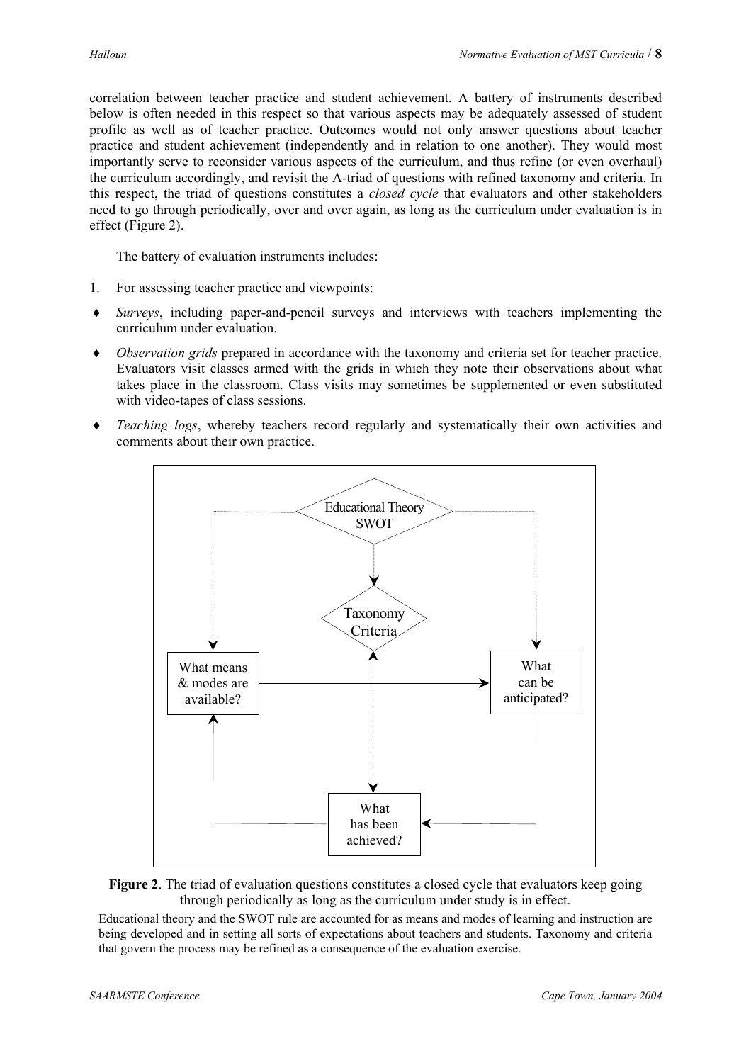correlation between teacher practice and student achievement. A battery of instruments described below is often needed in this respect so that various aspects may be adequately assessed of student profile as well as of teacher practice. Outcomes would not only answer questions about teacher practice and student achievement (independently and in relation to one another). They would most importantly serve to reconsider various aspects of the curriculum, and thus refine (or even overhaul) the curriculum accordingly, and revisit the A-triad of questions with refined taxonomy and criteria. In this respect, the triad of questions constitutes a *closed cycle* that evaluators and other stakeholders need to go through periodically, over and over again, as long as the curriculum under evaluation is in effect (Figure 2).

The battery of evaluation instruments includes:

1. For assessing teacher practice and viewpoints:

- *Surveys*, including paper-and-pencil surveys and interviews with teachers implementing the curriculum under evaluation.
- *Observation grids* prepared in accordance with the taxonomy and criteria set for teacher practice. Evaluators visit classes armed with the grids in which they note their observations about what takes place in the classroom. Class visits may sometimes be supplemented or even substituted with video-tapes of class sessions.
- *Teaching logs*, whereby teachers record regularly and systematically their own activities and comments about their own practice.

Educational Theory SWOT

Taxonomy Criteria

What means & modes are available?

What can be anticipated?

What has been achieved?

**Figure 2**. The triad of evaluation questions constitutes a closed cycle that evaluators keep going through periodically as long as the curriculum under study is in effect.

Educational theory and the SWOT rule are accounted for as means and modes of learning and instruction are being developed and in setting all sorts of expectations about teachers and students. Taxonomy and criteria that govern the process may be refined as a consequence of the evaluation exercise.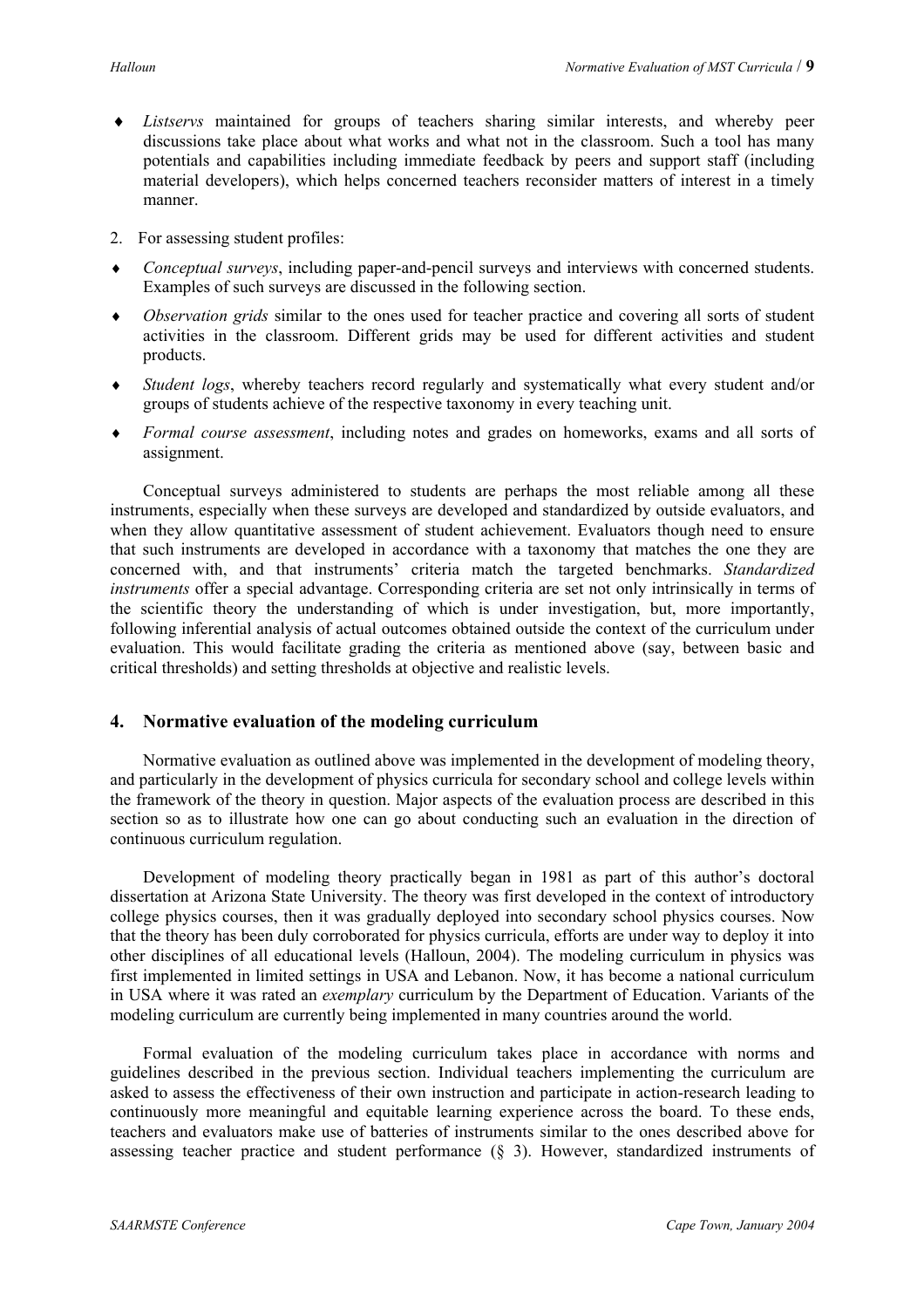- *Listservs* maintained for groups of teachers sharing similar interests, and whereby peer discussions take place about what works and what not in the classroom. Such a tool has many potentials and capabilities including immediate feedback by peers and support staff (including material developers), which helps concerned teachers reconsider matters of interest in a timely manner.

2. For assessing student profiles:

- *Conceptual surveys*, including paper-and-pencil surveys and interviews with concerned students. Examples of such surveys are discussed in the following section.
- *Observation grids* similar to the ones used for teacher practice and covering all sorts of student activities in the classroom. Different grids may be used for different activities and student products.
- *Student logs*, whereby teachers record regularly and systematically what every student and/or groups of students achieve of the respective taxonomy in every teaching unit.
- *Formal course assessment*, including notes and grades on homeworks, exams and all sorts of assignment.

Conceptual surveys administered to students are perhaps the most reliable among all these instruments, especially when these surveys are developed and standardized by outside evaluators, and when they allow quantitative assessment of student achievement. Evaluators though need to ensure that such instruments are developed in accordance with a taxonomy that matches the one they are concerned with, and that instruments' criteria match the targeted benchmarks. *Standardized instruments* offer a special advantage. Corresponding criteria are set not only intrinsically in terms of the scientific theory the understanding of which is under investigation, but, more importantly, following inferential analysis of actual outcomes obtained outside the context of the curriculum under evaluation. This would facilitate grading the criteria as mentioned above (say, between basic and critical thresholds) and setting thresholds at objective and realistic levels.

## 4. Normative evaluation of the modeling curriculum

Normative evaluation as outlined above was implemented in the development of modeling theory, and particularly in the development of physics curricula for secondary school and college levels within the framework of the theory in question. Major aspects of the evaluation process are described in this section so as to illustrate how one can go about conducting such an evaluation in the direction of continuous curriculum regulation.

Development of modeling theory practically began in 1981 as part of this author's doctoral dissertation at Arizona State University. The theory was first developed in the context of introductory college physics courses, then it was gradually deployed into secondary school physics courses. Now that the theory has been duly corroborated for physics curricula, efforts are under way to deploy it into other disciplines of all educational levels (Halloun, 2004). The modeling curriculum in physics was first implemented in limited settings in USA and Lebanon. Now, it has become a national curriculum in USA where it was rated an *exemplary* curriculum by the Department of Education. Variants of the modeling curriculum are currently being implemented in many countries around the world.

Formal evaluation of the modeling curriculum takes place in accordance with norms and guidelines described in the previous section. Individual teachers implementing the curriculum are asked to assess the effectiveness of their own instruction and participate in action-research leading to continuously more meaningful and equitable learning experience across the board. To these ends, teachers and evaluators make use of batteries of instruments similar to the ones described above for assessing teacher practice and student performance (§ 3). However, standardized instruments of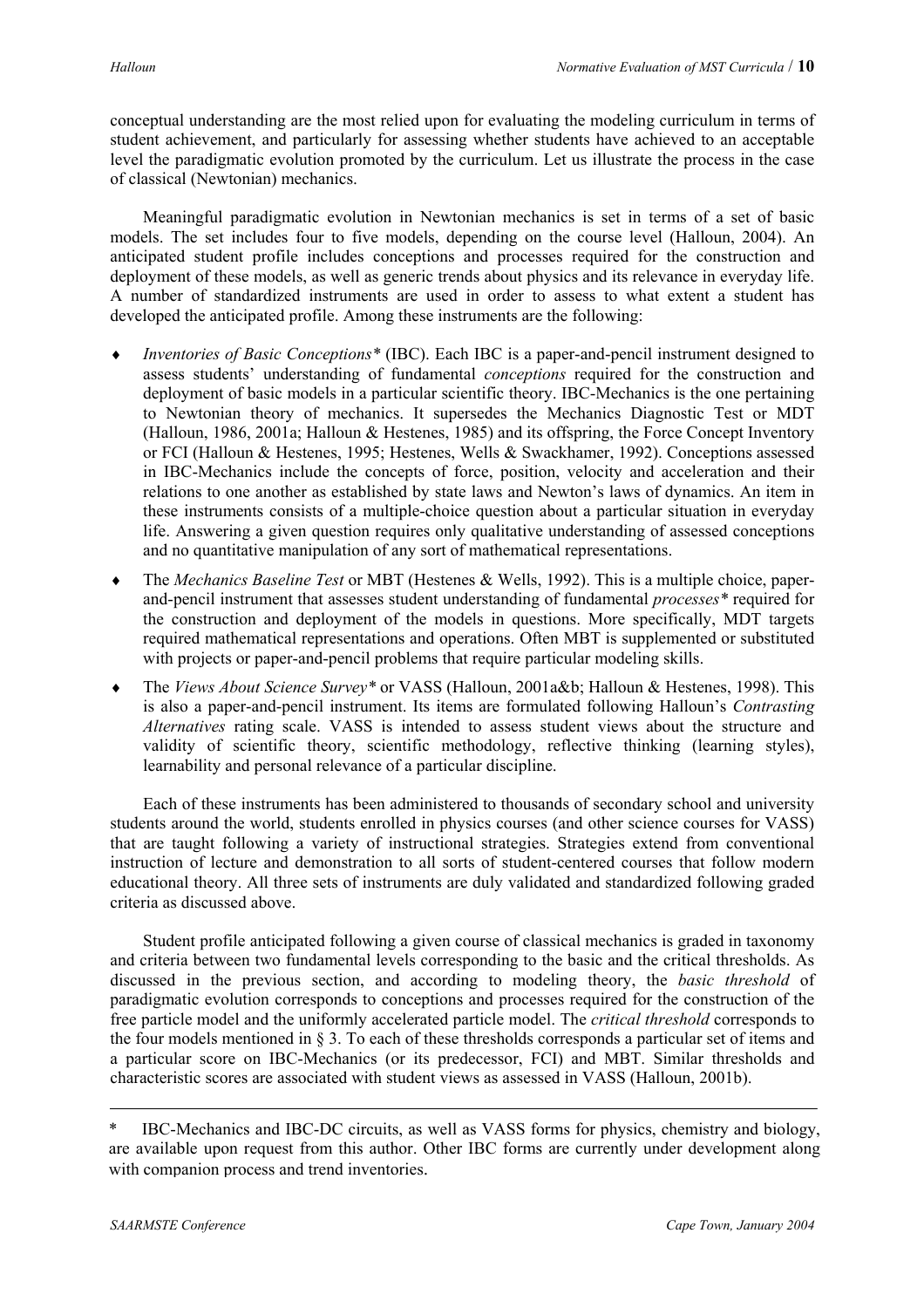conceptual understanding are the most relied upon for evaluating the modeling curriculum in terms of student achievement, and particularly for assessing whether students have achieved to an acceptable level the paradigmatic evolution promoted by the curriculum. Let us illustrate the process in the case of classical (Newtonian) mechanics.

Meaningful paradigmatic evolution in Newtonian mechanics is set in terms of a set of basic models. The set includes four to five models, depending on the course level (Halloun, 2004). An anticipated student profile includes conceptions and processes required for the construction and deployment of these models, as well as generic trends about physics and its relevance in everyday life. A number of standardized instruments are used in order to assess to what extent a student has developed the anticipated profile. Among these instruments are the following:

- *Inventories of Basic Conceptions\** (IBC). Each IBC is a paper-and-pencil instrument designed to assess students' understanding of fundamental *conceptions* required for the construction and deployment of basic models in a particular scientific theory. IBC-Mechanics is the one pertaining to Newtonian theory of mechanics. It supersedes the Mechanics Diagnostic Test or MDT (Halloun, 1986, 2001a; Halloun & Hestenes, 1985) and its offspring, the Force Concept Inventory or FCI (Halloun & Hestenes, 1995; Hestenes, Wells & Swackhamer, 1992). Conceptions assessed in IBC-Mechanics include the concepts of force, position, velocity and acceleration and their relations to one another as established by state laws and Newton's laws of dynamics. An item in these instruments consists of a multiple-choice question about a particular situation in everyday life. Answering a given question requires only qualitative understanding of assessed conceptions and no quantitative manipulation of any sort of mathematical representations.
- The *Mechanics Baseline Test* or MBT (Hestenes & Wells, 1992). This is a multiple choice, paper-and-pencil instrument that assesses student understanding of fundamental *processes\** required for the construction and deployment of the models in questions. More specifically, MDT targets required mathematical representations and operations. Often MBT is supplemented or substituted with projects or paper-and-pencil problems that require particular modeling skills.
- The *Views About Science Survey\** or VASS (Halloun, 2001a&b; Halloun & Hestenes, 1998). This is also a paper-and-pencil instrument. Its items are formulated following Halloun's *Contrasting Alternatives* rating scale. VASS is intended to assess student views about the structure and validity of scientific theory, scientific methodology, reflective thinking (learning styles), learnability and personal relevance of a particular discipline.

Each of these instruments has been administered to thousands of secondary school and university students around the world, students enrolled in physics courses (and other science courses for VASS) that are taught following a variety of instructional strategies. Strategies extend from conventional instruction of lecture and demonstration to all sorts of student-centered courses that follow modern educational theory. All three sets of instruments are duly validated and standardized following graded criteria as discussed above.

Student profile anticipated following a given course of classical mechanics is graded in taxonomy and criteria between two fundamental levels corresponding to the basic and the critical thresholds. As discussed in the previous section, and according to modeling theory, the *basic threshold* of paradigmatic evolution corresponds to conceptions and processes required for the construction of the free particle model and the uniformly accelerated particle model. The *critical threshold* corresponds to the four models mentioned in § 3. To each of these thresholds corresponds a particular set of items and a particular score on IBC-Mechanics (or its predecessor, FCI) and MBT. Similar thresholds and characteristic scores are associated with student views as assessed in VASS (Halloun, 2001b).

---

\* IBC-Mechanics and IBC-DC circuits, as well as VASS forms for physics, chemistry and biology, are available upon request from this author. Other IBC forms are currently under development along with companion process and trend inventories.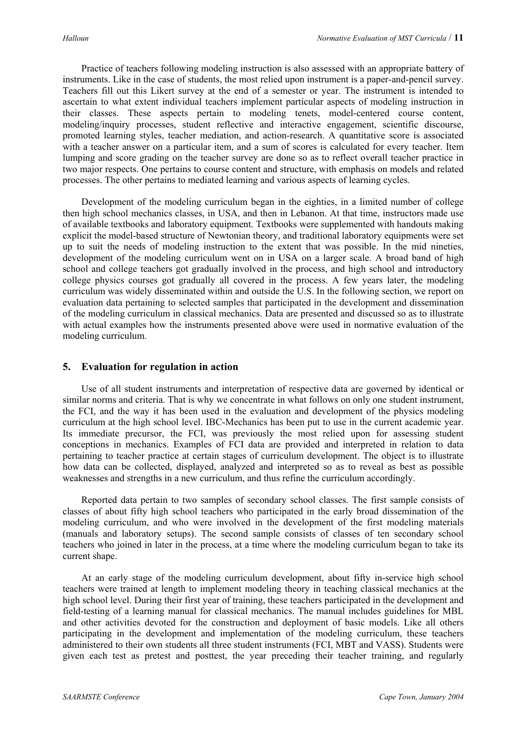Practice of teachers following modeling instruction is also assessed with an appropriate battery of instruments. Like in the case of students, the most relied upon instrument is a paper-and-pencil survey. Teachers fill out this Likert survey at the end of a semester or year. The instrument is intended to ascertain to what extent individual teachers implement particular aspects of modeling instruction in their classes. These aspects pertain to modeling tenets, model-centered course content, modeling/inquiry processes, student reflective and interactive engagement, scientific discourse, promoted learning styles, teacher mediation, and action-research. A quantitative score is associated with a teacher answer on a particular item, and a sum of scores is calculated for every teacher. Item lumping and score grading on the teacher survey are done so as to reflect overall teacher practice in two major respects. One pertains to course content and structure, with emphasis on models and related processes. The other pertains to mediated learning and various aspects of learning cycles.

Development of the modeling curriculum began in the eighties, in a limited number of college then high school mechanics classes, in USA, and then in Lebanon. At that time, instructors made use of available textbooks and laboratory equipment. Textbooks were supplemented with handouts making explicit the model-based structure of Newtonian theory, and traditional laboratory equipments were set up to suit the needs of modeling instruction to the extent that was possible. In the mid nineties, development of the modeling curriculum went on in USA on a larger scale. A broad band of high school and college teachers got gradually involved in the process, and high school and introductory college physics courses got gradually all covered in the process. A few years later, the modeling curriculum was widely disseminated within and outside the U.S. In the following section, we report on evaluation data pertaining to selected samples that participated in the development and dissemination of the modeling curriculum in classical mechanics. Data are presented and discussed so as to illustrate with actual examples how the instruments presented above were used in normative evaluation of the modeling curriculum.

## 5. Evaluation for regulation in action

Use of all student instruments and interpretation of respective data are governed by identical or similar norms and criteria. That is why we concentrate in what follows on only one student instrument, the FCI, and the way it has been used in the evaluation and development of the physics modeling curriculum at the high school level. IBC-Mechanics has been put to use in the current academic year. Its immediate precursor, the FCI, was previously the most relied upon for assessing student conceptions in mechanics. Examples of FCI data are provided and interpreted in relation to data pertaining to teacher practice at certain stages of curriculum development. The object is to illustrate how data can be collected, displayed, analyzed and interpreted so as to reveal as best as possible weaknesses and strengths in a new curriculum, and thus refine the curriculum accordingly.

Reported data pertain to two samples of secondary school classes. The first sample consists of classes of about fifty high school teachers who participated in the early broad dissemination of the modeling curriculum, and who were involved in the development of the first modeling materials (manuals and laboratory setups). The second sample consists of classes of ten secondary school teachers who joined in later in the process, at a time where the modeling curriculum began to take its current shape.

At an early stage of the modeling curriculum development, about fifty in-service high school teachers were trained at length to implement modeling theory in teaching classical mechanics at the high school level. During their first year of training, these teachers participated in the development and field-testing of a learning manual for classical mechanics. The manual includes guidelines for MBL and other activities devoted for the construction and deployment of basic models. Like all others participating in the development and implementation of the modeling curriculum, these teachers administered to their own students all three student instruments (FCI, MBT and VASS). Students were given each test as pretest and posttest, the year preceding their teacher training, and regularly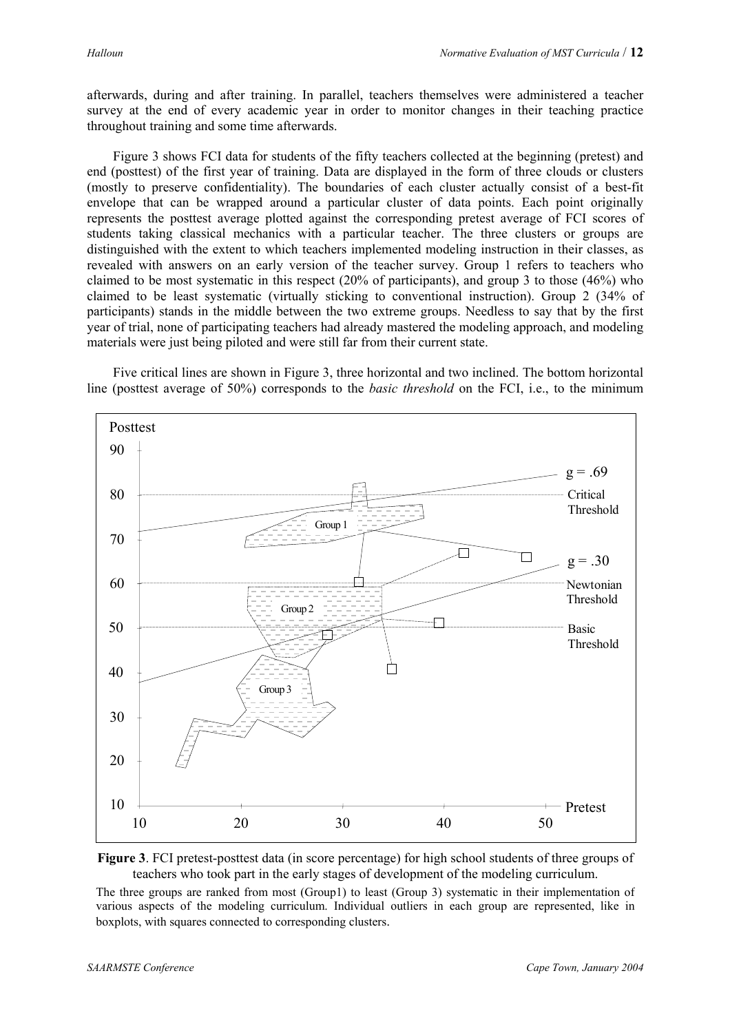afterwards, during and after training. In parallel, teachers themselves were administered a teacher survey at the end of every academic year in order to monitor changes in their teaching practice throughout training and some time afterwards.

Figure 3 shows FCI data for students of the fifty teachers collected at the beginning (pretest) and end (posttest) of the first year of training. Data are displayed in the form of three clouds or clusters (mostly to preserve confidentiality). The boundaries of each cluster actually consist of a best-fit envelope that can be wrapped around a particular cluster of data points. Each point originally represents the posttest average plotted against the corresponding pretest average of FCI scores of students taking classical mechanics with a particular teacher. The three clusters or groups are distinguished with the extent to which teachers implemented modeling instruction in their classes, as revealed with answers on an early version of the teacher survey. Group 1 refers to teachers who claimed to be most systematic in this respect (20% of participants), and group 3 to those (46%) who claimed to be least systematic (virtually sticking to conventional instruction). Group 2 (34% of participants) stands in the middle between the two extreme groups. Needless to say that by the first year of trial, none of participating teachers had already mastered the modeling approach, and modeling materials were just being piloted and were still far from their current state.

Five critical lines are shown in Figure 3, three horizontal and two inclined. The bottom horizontal line (posttest average of 50%) corresponds to the *basic threshold* on the FCI, i.e., to the minimum

**Figure 3**. FCI pretest-posttest data (in score percentage) for high school students of three groups of teachers who took part in the early stages of development of the modeling curriculum.

The three groups are ranked from most (Group1) to least (Group 3) systematic in their implementation of various aspects of the modeling curriculum. Individual outliers in each group are represented, like in boxplots, with squares connected to corresponding clusters.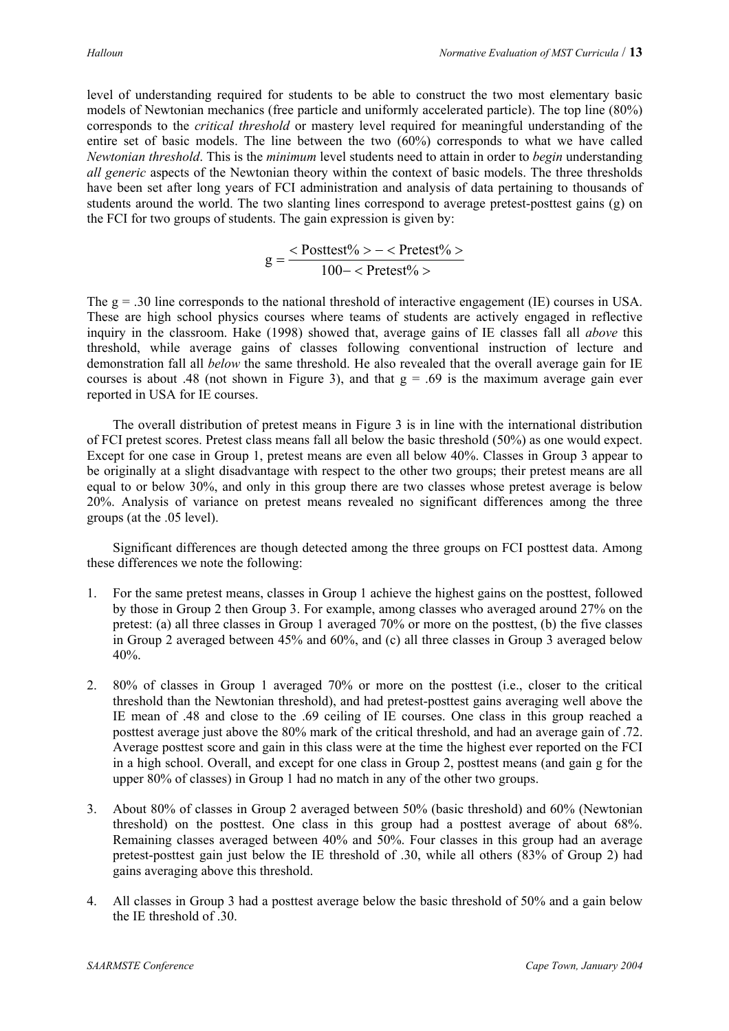level of understanding required for students to be able to construct the two most elementary basic models of Newtonian mechanics (free particle and uniformly accelerated particle). The top line (80%) corresponds to the *critical threshold* or mastery level required for meaningful understanding of the entire set of basic models. The line between the two (60%) corresponds to what we have called *Newtonian threshold*. This is the *minimum* level students need to attain in order to *begin* understanding *all generic* aspects of the Newtonian theory within the context of basic models. The three thresholds have been set after long years of FCI administration and analysis of data pertaining to thousands of students around the world. The two slanting lines correspond to average pretest-posttest gains (g) on the FCI for two groups of students. The gain expression is given by:

$$g = \frac{<\text{Posttest\%}> - <\text{Pretest\%}>}{100 - <\text{Pretest\%}>}$$

The g = .30 line corresponds to the national threshold of interactive engagement (IE) courses in USA. These are high school physics courses where teams of students are actively engaged in reflective inquiry in the classroom. Hake (1998) showed that, average gains of IE classes fall all *above* this threshold, while average gains of classes following conventional instruction of lecture and demonstration fall all *below* the same threshold. He also revealed that the overall average gain for IE courses is about .48 (not shown in Figure 3), and that g = .69 is the maximum average gain ever reported in USA for IE courses.

The overall distribution of pretest means in Figure 3 is in line with the international distribution of FCI pretest scores. Pretest class means fall all below the basic threshold (50%) as one would expect. Except for one case in Group 1, pretest means are even all below 40%. Classes in Group 3 appear to be originally at a slight disadvantage with respect to the other two groups; their pretest means are all equal to or below 30%, and only in this group there are two classes whose pretest average is below 20%. Analysis of variance on pretest means revealed no significant differences among the three groups (at the .05 level).

Significant differences are though detected among the three groups on FCI posttest data. Among these differences we note the following:

1. For the same pretest means, classes in Group 1 achieve the highest gains on the posttest, followed by those in Group 2 then Group 3. For example, among classes who averaged around 27% on the pretest: (a) all three classes in Group 1 averaged 70% or more on the posttest, (b) the five classes in Group 2 averaged between 45% and 60%, and (c) all three classes in Group 3 averaged below 40%.

2. 80% of classes in Group 1 averaged 70% or more on the posttest (i.e., closer to the critical threshold than the Newtonian threshold), and had pretest-posttest gains averaging well above the IE mean of .48 and close to the .69 ceiling of IE courses. One class in this group reached a posttest average just above the 80% mark of the critical threshold, and had an average gain of .72. Average posttest score and gain in this class were at the time the highest ever reported on the FCI in a high school. Overall, and except for one class in Group 2, posttest means (and gain g for the upper 80% of classes) in Group 1 had no match in any of the other two groups.

3. About 80% of classes in Group 2 averaged between 50% (basic threshold) and 60% (Newtonian threshold) on the posttest. One class in this group had a posttest average of about 68%. Remaining classes averaged between 40% and 50%. Four classes in this group had an average pretest-posttest gain just below the IE threshold of .30, while all others (83% of Group 2) had gains averaging above this threshold.

4. All classes in Group 3 had a posttest average below the basic threshold of 50% and a gain below the IE threshold of .30.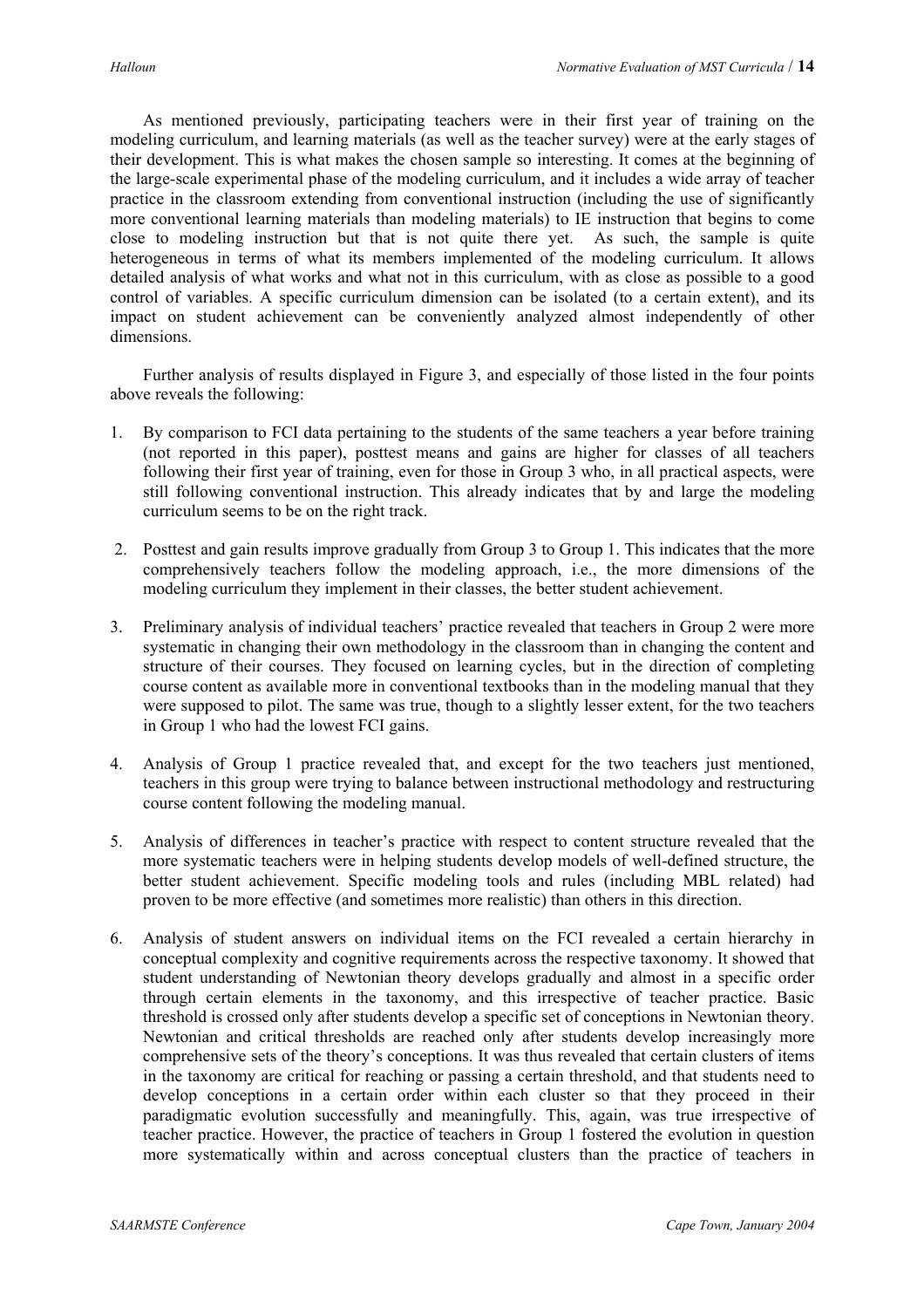As mentioned previously, participating teachers were in their first year of training on the modeling curriculum, and learning materials (as well as the teacher survey) were at the early stages of their development. This is what makes the chosen sample so interesting. It comes at the beginning of the large-scale experimental phase of the modeling curriculum, and it includes a wide array of teacher practice in the classroom extending from conventional instruction (including the use of significantly more conventional learning materials than modeling materials) to IE instruction that begins to come close to modeling instruction but that is not quite there yet. As such, the sample is quite heterogeneous in terms of what its members implemented of the modeling curriculum. It allows detailed analysis of what works and what not in this curriculum, with as close as possible to a good control of variables. A specific curriculum dimension can be isolated (to a certain extent), and its impact on student achievement can be conveniently analyzed almost independently of other dimensions.

Further analysis of results displayed in Figure 3, and especially of those listed in the four points above reveals the following:

1. By comparison to FCI data pertaining to the students of the same teachers a year before training (not reported in this paper), posttest means and gains are higher for classes of all teachers following their first year of training, even for those in Group 3 who, in all practical aspects, were still following conventional instruction. This already indicates that by and large the modeling curriculum seems to be on the right track.

2. Posttest and gain results improve gradually from Group 3 to Group 1. This indicates that the more comprehensively teachers follow the modeling approach, i.e., the more dimensions of the modeling curriculum they implement in their classes, the better student achievement.

3. Preliminary analysis of individual teachers' practice revealed that teachers in Group 2 were more systematic in changing their own methodology in the classroom than in changing the content and structure of their courses. They focused on learning cycles, but in the direction of completing course content as available more in conventional textbooks than in the modeling manual that they were supposed to pilot. The same was true, though to a slightly lesser extent, for the two teachers in Group 1 who had the lowest FCI gains.

4. Analysis of Group 1 practice revealed that, and except for the two teachers just mentioned, teachers in this group were trying to balance between instructional methodology and restructuring course content following the modeling manual.

5. Analysis of differences in teacher's practice with respect to content structure revealed that the more systematic teachers were in helping students develop models of well-defined structure, the better student achievement. Specific modeling tools and rules (including MBL related) had proven to be more effective (and sometimes more realistic) than others in this direction.

6. Analysis of student answers on individual items on the FCI revealed a certain hierarchy in conceptual complexity and cognitive requirements across the respective taxonomy. It showed that student understanding of Newtonian theory develops gradually and almost in a specific order through certain elements in the taxonomy, and this irrespective of teacher practice. Basic threshold is crossed only after students develop a specific set of conceptions in Newtonian theory. Newtonian and critical thresholds are reached only after students develop increasingly more comprehensive sets of the theory's conceptions. It was thus revealed that certain clusters of items in the taxonomy are critical for reaching or passing a certain threshold, and that students need to develop conceptions in a certain order within each cluster so that they proceed in their paradigmatic evolution successfully and meaningfully. This, again, was true irrespective of teacher practice. However, the practice of teachers in Group 1 fostered the evolution in question more systematically within and across conceptual clusters than the practice of teachers in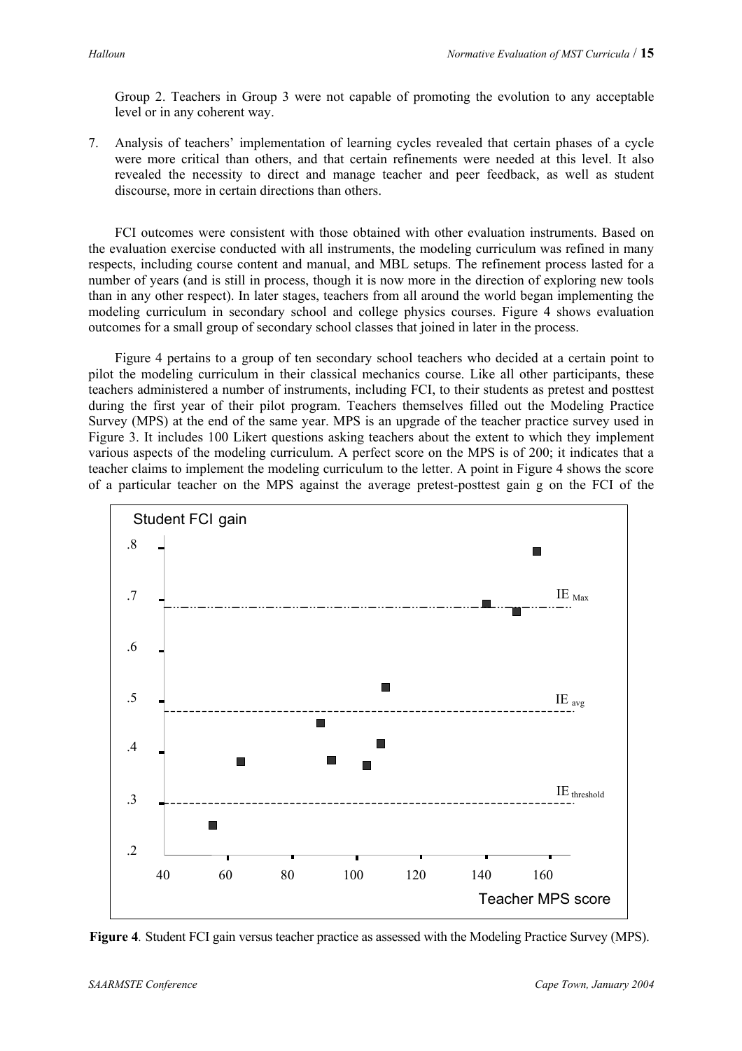Group 2. Teachers in Group 3 were not capable of promoting the evolution to any acceptable level or in any coherent way.

7. Analysis of teachers' implementation of learning cycles revealed that certain phases of a cycle were more critical than others, and that certain refinements were needed at this level. It also revealed the necessity to direct and manage teacher and peer feedback, as well as student discourse, more in certain directions than others.

FCI outcomes were consistent with those obtained with other evaluation instruments. Based on the evaluation exercise conducted with all instruments, the modeling curriculum was refined in many respects, including course content and manual, and MBL setups. The refinement process lasted for a number of years (and is still in process, though it is now more in the direction of exploring new tools than in any other respect). In later stages, teachers from all around the world began implementing the modeling curriculum in secondary school and college physics courses. Figure 4 shows evaluation outcomes for a small group of secondary school classes that joined in later in the process.

Figure 4 pertains to a group of ten secondary school teachers who decided at a certain point to pilot the modeling curriculum in their classical mechanics course. Like all other participants, these teachers administered a number of instruments, including FCI, to their students as pretest and posttest during the first year of their pilot program. Teachers themselves filled out the Modeling Practice Survey (MPS) at the end of the same year. MPS is an upgrade of the teacher practice survey used in Figure 3. It includes 100 Likert questions asking teachers about the extent to which they implement various aspects of the modeling curriculum. A perfect score on the MPS is of 200; it indicates that a teacher claims to implement the modeling curriculum to the letter. A point in Figure 4 shows the score of a particular teacher on the MPS against the average pretest-posttest gain g on the FCI of the

**Figure 4**. Student FCI gain versus teacher practice as assessed with the Modeling Practice Survey (MPS).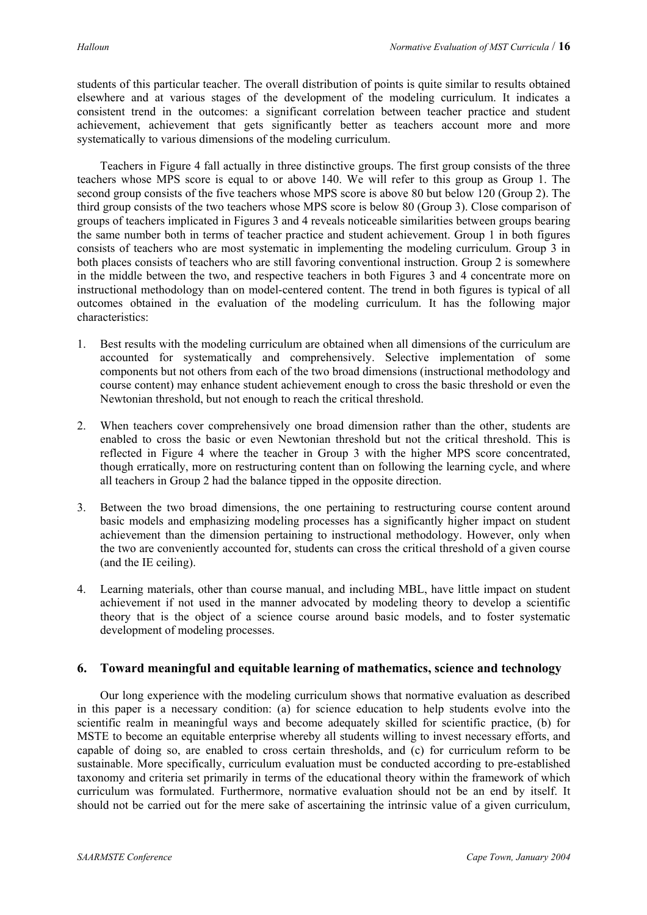students of this particular teacher. The overall distribution of points is quite similar to results obtained elsewhere and at various stages of the development of the modeling curriculum. It indicates a consistent trend in the outcomes: a significant correlation between teacher practice and student achievement, achievement that gets significantly better as teachers account more and more systematically to various dimensions of the modeling curriculum.

Teachers in Figure 4 fall actually in three distinctive groups. The first group consists of the three teachers whose MPS score is equal to or above 140. We will refer to this group as Group 1. The second group consists of the five teachers whose MPS score is above 80 but below 120 (Group 2). The third group consists of the two teachers whose MPS score is below 80 (Group 3). Close comparison of groups of teachers implicated in Figures 3 and 4 reveals noticeable similarities between groups bearing the same number both in terms of teacher practice and student achievement. Group 1 in both figures consists of teachers who are most systematic in implementing the modeling curriculum. Group 3 in both places consists of teachers who are still favoring conventional instruction. Group 2 is somewhere in the middle between the two, and respective teachers in both Figures 3 and 4 concentrate more on instructional methodology than on model-centered content. The trend in both figures is typical of all outcomes obtained in the evaluation of the modeling curriculum. It has the following major characteristics:

1. Best results with the modeling curriculum are obtained when all dimensions of the curriculum are accounted for systematically and comprehensively. Selective implementation of some components but not others from each of the two broad dimensions (instructional methodology and course content) may enhance student achievement enough to cross the basic threshold or even the Newtonian threshold, but not enough to reach the critical threshold.
2. When teachers cover comprehensively one broad dimension rather than the other, students are enabled to cross the basic or even Newtonian threshold but not the critical threshold. This is reflected in Figure 4 where the teacher in Group 3 with the higher MPS score concentrated, though erratically, more on restructuring content than on following the learning cycle, and where all teachers in Group 2 had the balance tipped in the opposite direction.
3. Between the two broad dimensions, the one pertaining to restructuring course content around basic models and emphasizing modeling processes has a significantly higher impact on student achievement than the dimension pertaining to instructional methodology. However, only when the two are conveniently accounted for, students can cross the critical threshold of a given course (and the IE ceiling).
4. Learning materials, other than course manual, and including MBL, have little impact on student achievement if not used in the manner advocated by modeling theory to develop a scientific theory that is the object of a science course around basic models, and to foster systematic development of modeling processes.

## 6. Toward meaningful and equitable learning of mathematics, science and technology

Our long experience with the modeling curriculum shows that normative evaluation as described in this paper is a necessary condition: (a) for science education to help students evolve into the scientific realm in meaningful ways and become adequately skilled for scientific practice, (b) for MSTE to become an equitable enterprise whereby all students willing to invest necessary efforts, and capable of doing so, are enabled to cross certain thresholds, and (c) for curriculum reform to be sustainable. More specifically, curriculum evaluation must be conducted according to pre-established taxonomy and criteria set primarily in terms of the educational theory within the framework of which curriculum was formulated. Furthermore, normative evaluation should not be an end by itself. It should not be carried out for the mere sake of ascertaining the intrinsic value of a given curriculum,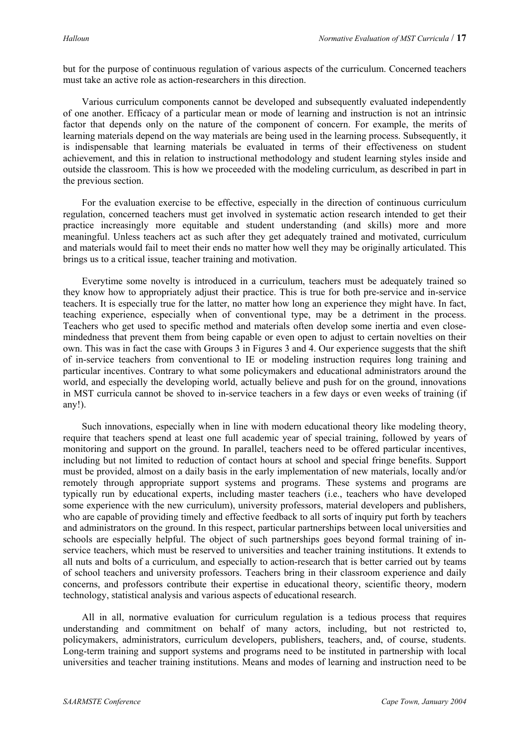but for the purpose of continuous regulation of various aspects of the curriculum. Concerned teachers must take an active role as action-researchers in this direction.

Various curriculum components cannot be developed and subsequently evaluated independently of one another. Efficacy of a particular mean or mode of learning and instruction is not an intrinsic factor that depends only on the nature of the component of concern. For example, the merits of learning materials depend on the way materials are being used in the learning process. Subsequently, it is indispensable that learning materials be evaluated in terms of their effectiveness on student achievement, and this in relation to instructional methodology and student learning styles inside and outside the classroom. This is how we proceeded with the modeling curriculum, as described in part in the previous section.

For the evaluation exercise to be effective, especially in the direction of continuous curriculum regulation, concerned teachers must get involved in systematic action research intended to get their practice increasingly more equitable and student understanding (and skills) more and more meaningful. Unless teachers act as such after they get adequately trained and motivated, curriculum and materials would fail to meet their ends no matter how well they may be originally articulated. This brings us to a critical issue, teacher training and motivation.

Everytime some novelty is introduced in a curriculum, teachers must be adequately trained so they know how to appropriately adjust their practice. This is true for both pre-service and in-service teachers. It is especially true for the latter, no matter how long an experience they might have. In fact, teaching experience, especially when of conventional type, may be a detriment in the process. Teachers who get used to specific method and materials often develop some inertia and even close-mindedness that prevent them from being capable or even open to adjust to certain novelties on their own. This was in fact the case with Groups 3 in Figures 3 and 4. Our experience suggests that the shift of in-service teachers from conventional to IE or modeling instruction requires long training and particular incentives. Contrary to what some policymakers and educational administrators around the world, and especially the developing world, actually believe and push for on the ground, innovations in MST curricula cannot be shoved to in-service teachers in a few days or even weeks of training (if any!).

Such innovations, especially when in line with modern educational theory like modeling theory, require that teachers spend at least one full academic year of special training, followed by years of monitoring and support on the ground. In parallel, teachers need to be offered particular incentives, including but not limited to reduction of contact hours at school and special fringe benefits. Support must be provided, almost on a daily basis in the early implementation of new materials, locally and/or remotely through appropriate support systems and programs. These systems and programs are typically run by educational experts, including master teachers (i.e., teachers who have developed some experience with the new curriculum), university professors, material developers and publishers, who are capable of providing timely and effective feedback to all sorts of inquiry put forth by teachers and administrators on the ground. In this respect, particular partnerships between local universities and schools are especially helpful. The object of such partnerships goes beyond formal training of in-service teachers, which must be reserved to universities and teacher training institutions. It extends to all nuts and bolts of a curriculum, and especially to action-research that is better carried out by teams of school teachers and university professors. Teachers bring in their classroom experience and daily concerns, and professors contribute their expertise in educational theory, scientific theory, modern technology, statistical analysis and various aspects of educational research.

All in all, normative evaluation for curriculum regulation is a tedious process that requires understanding and commitment on behalf of many actors, including, but not restricted to, policymakers, administrators, curriculum developers, publishers, teachers, and, of course, students. Long-term training and support systems and programs need to be instituted in partnership with local universities and teacher training institutions. Means and modes of learning and instruction need to be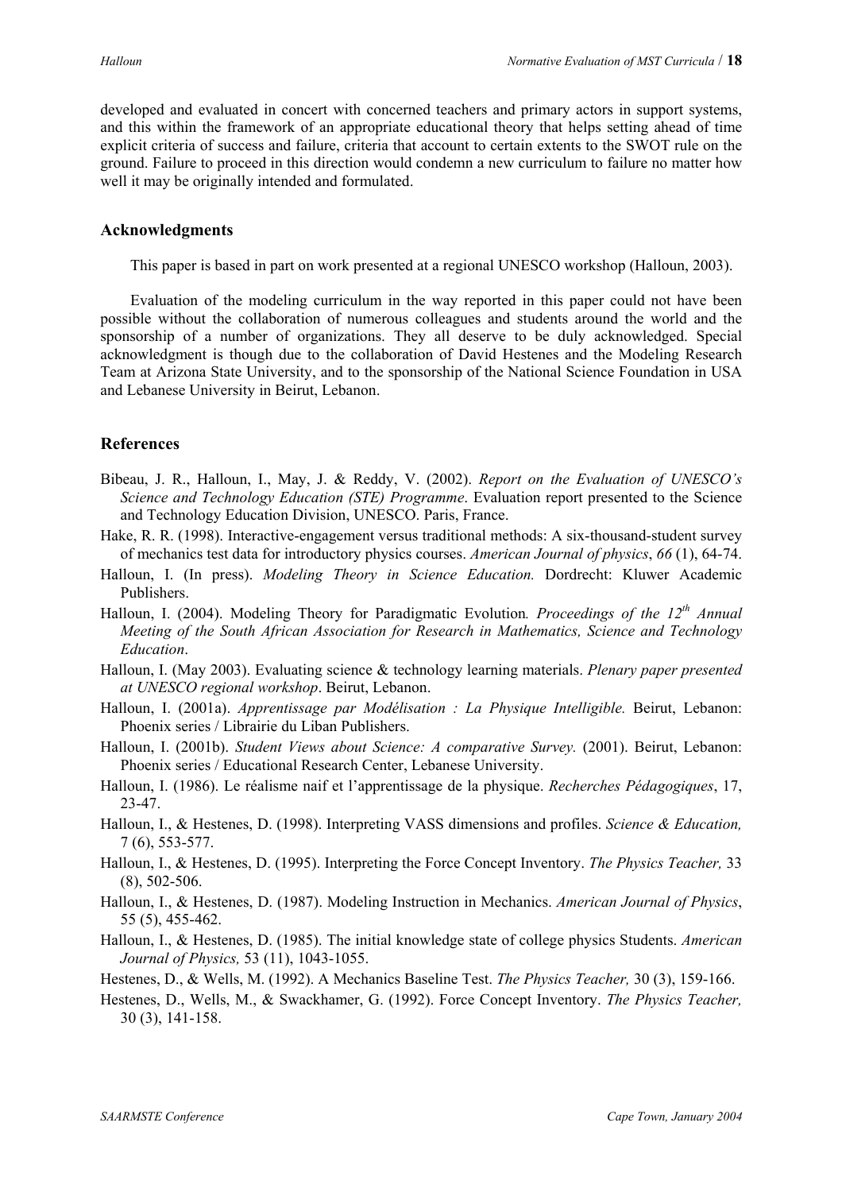developed and evaluated in concert with concerned teachers and primary actors in support systems, and this within the framework of an appropriate educational theory that helps setting ahead of time explicit criteria of success and failure, criteria that account to certain extents to the SWOT rule on the ground. Failure to proceed in this direction would condemn a new curriculum to failure no matter how well it may be originally intended and formulated.

## Acknowledgments

This paper is based in part on work presented at a regional UNESCO workshop (Halloun, 2003).

Evaluation of the modeling curriculum in the way reported in this paper could not have been possible without the collaboration of numerous colleagues and students around the world and the sponsorship of a number of organizations. They all deserve to be duly acknowledged. Special acknowledgment is though due to the collaboration of David Hestenes and the Modeling Research Team at Arizona State University, and to the sponsorship of the National Science Foundation in USA and Lebanese University in Beirut, Lebanon.

## References

Bibeau, J. R., Halloun, I., May, J. & Reddy, V. (2002). *Report on the Evaluation of UNESCO's Science and Technology Education (STE) Programme*. Evaluation report presented to the Science and Technology Education Division, UNESCO. Paris, France.

Hake, R. R. (1998). Interactive-engagement versus traditional methods: A six-thousand-student survey of mechanics test data for introductory physics courses. *American Journal of physics*, *66* (1), 64-74.

Halloun, I. (In press). *Modeling Theory in Science Education.* Dordrecht: Kluwer Academic Publishers.

Halloun, I. (2004). Modeling Theory for Paradigmatic Evolution*. Proceedings of the 12th Annual Meeting of the South African Association for Research in Mathematics, Science and Technology Education*.

Halloun, I. (May 2003). Evaluating science & technology learning materials. *Plenary paper presented at UNESCO regional workshop*. Beirut, Lebanon.

Halloun, I. (2001a). *Apprentissage par Modélisation : La Physique Intelligible.* Beirut, Lebanon: Phoenix series / Librairie du Liban Publishers.

Halloun, I. (2001b). *Student Views about Science: A comparative Survey.* (2001). Beirut, Lebanon: Phoenix series / Educational Research Center, Lebanese University.

Halloun, I. (1986). Le réalisme naif et l'apprentissage de la physique. *Recherches Pédagogiques*, 17, 23-47.

Halloun, I., & Hestenes, D. (1998). Interpreting VASS dimensions and profiles. *Science & Education,* 7 (6), 553-577.

Halloun, I., & Hestenes, D. (1995). Interpreting the Force Concept Inventory. *The Physics Teacher,* 33 (8), 502-506.

Halloun, I., & Hestenes, D. (1987). Modeling Instruction in Mechanics. *American Journal of Physics*, 55 (5), 455-462.

Halloun, I., & Hestenes, D. (1985). The initial knowledge state of college physics Students. *American Journal of Physics,* 53 (11), 1043-1055.

Hestenes, D., & Wells, M. (1992). A Mechanics Baseline Test. *The Physics Teacher,* 30 (3), 159-166.

Hestenes, D., Wells, M., & Swackhamer, G. (1992). Force Concept Inventory. *The Physics Teacher,* 30 (3), 141-158.